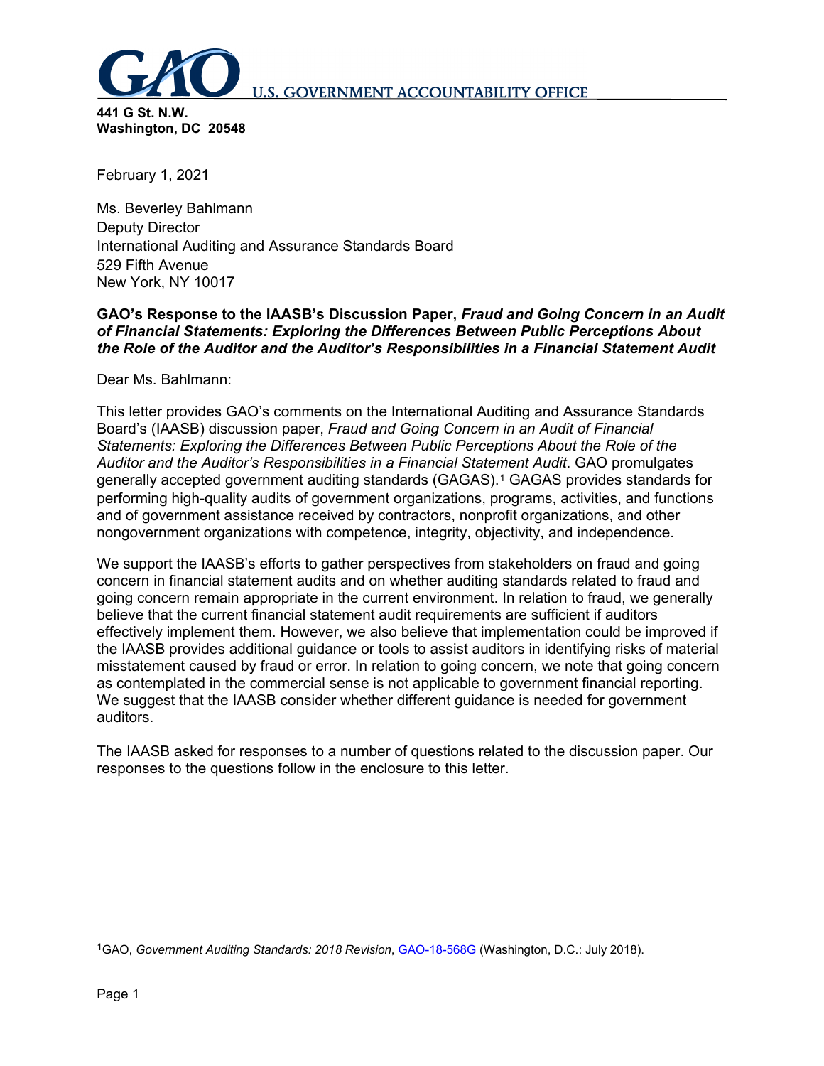**U.S. GOVERNMENT ACCOUNTABILITY OFFICE**

**441 G St. N.W.**
**Washington, DC 20548**

February 1, 2021

Ms. Beverley Bahlmann
Deputy Director
International Auditing and Assurance Standards Board
529 Fifth Avenue
New York, NY 10017

**GAO's Response to the IAASB's Discussion Paper, *Fraud and Going Concern in an Audit of Financial Statements: Exploring the Differences Between Public Perceptions About the Role of the Auditor and the Auditor's Responsibilities in a Financial Statement Audit***

Dear Ms. Bahlmann:

This letter provides GAO's comments on the International Auditing and Assurance Standards Board's (IAASB) discussion paper, *Fraud and Going Concern in an Audit of Financial Statements: Exploring the Differences Between Public Perceptions About the Role of the Auditor and the Auditor's Responsibilities in a Financial Statement Audit*. GAO promulgates generally accepted government auditing standards (GAGAS).[1] GAGAS provides standards for performing high-quality audits of government organizations, programs, activities, and functions and of government assistance received by contractors, nonprofit organizations, and other nongovernment organizations with competence, integrity, objectivity, and independence.

We support the IAASB's efforts to gather perspectives from stakeholders on fraud and going concern in financial statement audits and on whether auditing standards related to fraud and going concern remain appropriate in the current environment. In relation to fraud, we generally believe that the current financial statement audit requirements are sufficient if auditors effectively implement them. However, we also believe that implementation could be improved if the IAASB provides additional guidance or tools to assist auditors in identifying risks of material misstatement caused by fraud or error. In relation to going concern, we note that going concern as contemplated in the commercial sense is not applicable to government financial reporting. We suggest that the IAASB consider whether different guidance is needed for government auditors.

The IAASB asked for responses to a number of questions related to the discussion paper. Our responses to the questions follow in the enclosure to this letter.

[1] GAO, *Government Auditing Standards: 2018 Revision*, GAO-18-568G (Washington, D.C.: July 2018).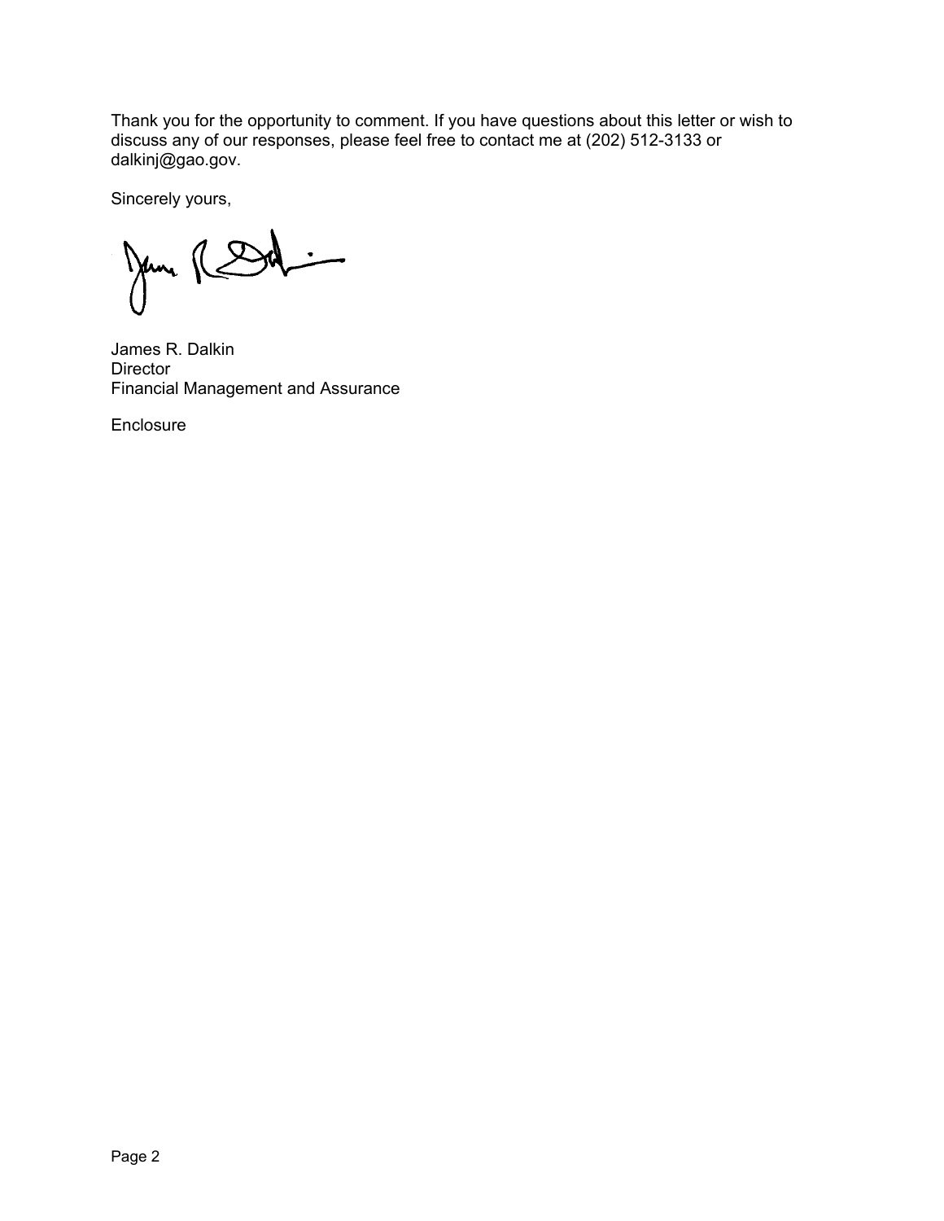Thank you for the opportunity to comment. If you have questions about this letter or wish to discuss any of our responses, please feel free to contact me at (202) 512-3133 or dalkinj@gao.gov.

Sincerely yours,

James R. Dalkin
Director
Financial Management and Assurance

Enclosure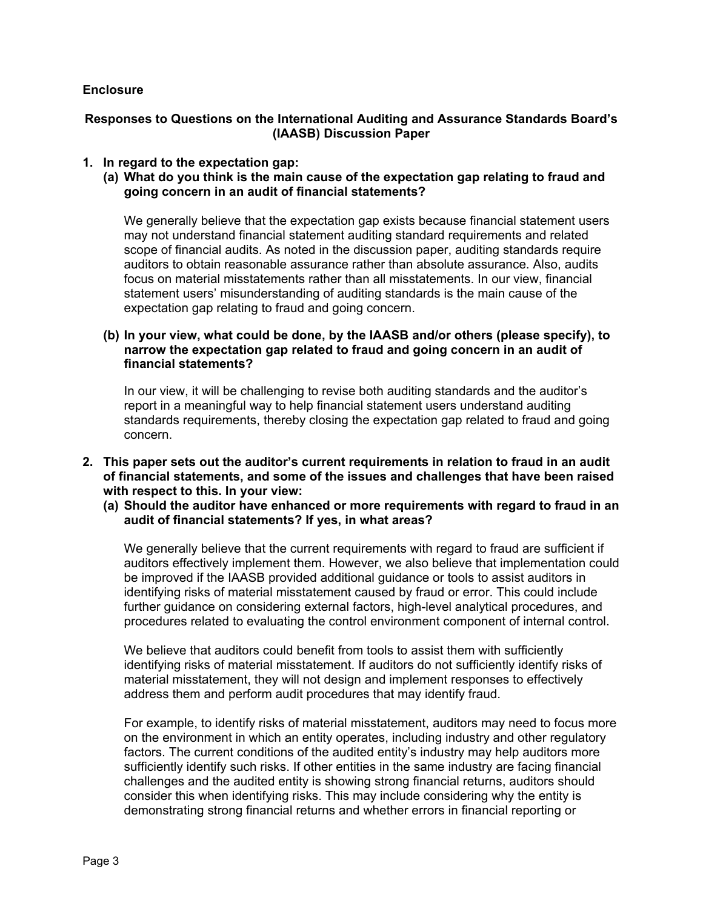**Enclosure**

**Responses to Questions on the International Auditing and Assurance Standards Board's (IAASB) Discussion Paper**

1. **In regard to the expectation gap:**

   (a) **What do you think is the main cause of the expectation gap relating to fraud and going concern in an audit of financial statements?**

   We generally believe that the expectation gap exists because financial statement users may not understand financial statement auditing standard requirements and related scope of financial audits. As noted in the discussion paper, auditing standards require auditors to obtain reasonable assurance rather than absolute assurance. Also, audits focus on material misstatements rather than all misstatements. In our view, financial statement users' misunderstanding of auditing standards is the main cause of the expectation gap relating to fraud and going concern.

   (b) **In your view, what could be done, by the IAASB and/or others (please specify), to narrow the expectation gap related to fraud and going concern in an audit of financial statements?**

   In our view, it will be challenging to revise both auditing standards and the auditor's report in a meaningful way to help financial statement users understand auditing standards requirements, thereby closing the expectation gap related to fraud and going concern.

2. **This paper sets out the auditor's current requirements in relation to fraud in an audit of financial statements, and some of the issues and challenges that have been raised with respect to this. In your view:**

   (a) **Should the auditor have enhanced or more requirements with regard to fraud in an audit of financial statements? If yes, in what areas?**

   We generally believe that the current requirements with regard to fraud are sufficient if auditors effectively implement them. However, we also believe that implementation could be improved if the IAASB provided additional guidance or tools to assist auditors in identifying risks of material misstatement caused by fraud or error. This could include further guidance on considering external factors, high-level analytical procedures, and procedures related to evaluating the control environment component of internal control.

   We believe that auditors could benefit from tools to assist them with sufficiently identifying risks of material misstatement. If auditors do not sufficiently identify risks of material misstatement, they will not design and implement responses to effectively address them and perform audit procedures that may identify fraud.

   For example, to identify risks of material misstatement, auditors may need to focus more on the environment in which an entity operates, including industry and other regulatory factors. The current conditions of the audited entity's industry may help auditors more sufficiently identify such risks. If other entities in the same industry are facing financial challenges and the audited entity is showing strong financial returns, auditors should consider this when identifying risks. This may include considering why the entity is demonstrating strong financial returns and whether errors in financial reporting or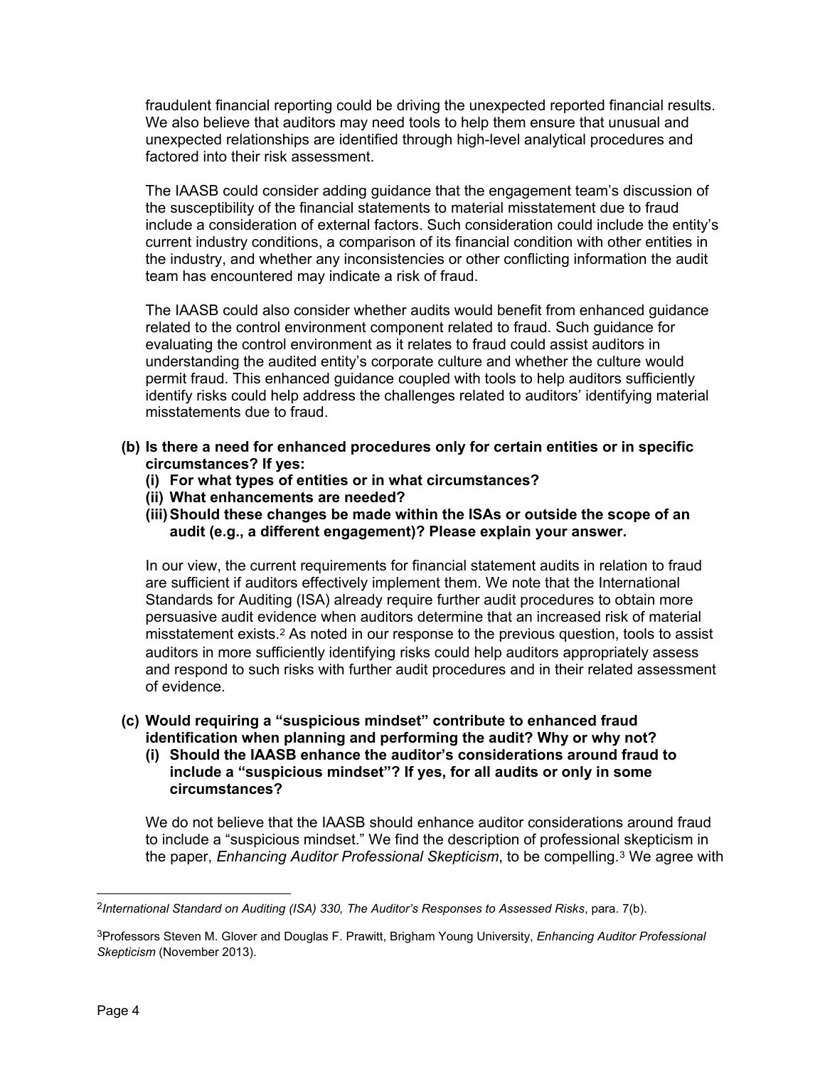fraudulent financial reporting could be driving the unexpected reported financial results. We also believe that auditors may need tools to help them ensure that unusual and unexpected relationships are identified through high-level analytical procedures and factored into their risk assessment.

The IAASB could consider adding guidance that the engagement team's discussion of the susceptibility of the financial statements to material misstatement due to fraud include a consideration of external factors. Such consideration could include the entity's current industry conditions, a comparison of its financial condition with other entities in the industry, and whether any inconsistencies or other conflicting information the audit team has encountered may indicate a risk of fraud.

The IAASB could also consider whether audits would benefit from enhanced guidance related to the control environment component related to fraud. Such guidance for evaluating the control environment as it relates to fraud could assist auditors in understanding the audited entity's corporate culture and whether the culture would permit fraud. This enhanced guidance coupled with tools to help auditors sufficiently identify risks could help address the challenges related to auditors' identifying material misstatements due to fraud.

**(b) Is there a need for enhanced procedures only for certain entities or in specific circumstances? If yes:**

  **(i) For what types of entities or in what circumstances?**

  **(ii) What enhancements are needed?**

  **(iii) Should these changes be made within the ISAs or outside the scope of an audit (e.g., a different engagement)? Please explain your answer.**

In our view, the current requirements for financial statement audits in relation to fraud are sufficient if auditors effectively implement them. We note that the International Standards for Auditing (ISA) already require further audit procedures to obtain more persuasive audit evidence when auditors determine that an increased risk of material misstatement exists.[2] As noted in our response to the previous question, tools to assist auditors in more sufficiently identifying risks could help auditors appropriately assess and respond to such risks with further audit procedures and in their related assessment of evidence.

**(c) Would requiring a "suspicious mindset" contribute to enhanced fraud identification when planning and performing the audit? Why or why not?**

  **(i) Should the IAASB enhance the auditor's considerations around fraud to include a "suspicious mindset"? If yes, for all audits or only in some circumstances?**

We do not believe that the IAASB should enhance auditor considerations around fraud to include a "suspicious mindset." We find the description of professional skepticism in the paper, *Enhancing Auditor Professional Skepticism*, to be compelling.[3] We agree with

---

[2] *International Standard on Auditing (ISA) 330, The Auditor's Responses to Assessed Risks*, para. 7(b).

[3] Professors Steven M. Glover and Douglas F. Prawitt, Brigham Young University, *Enhancing Auditor Professional Skepticism* (November 2013).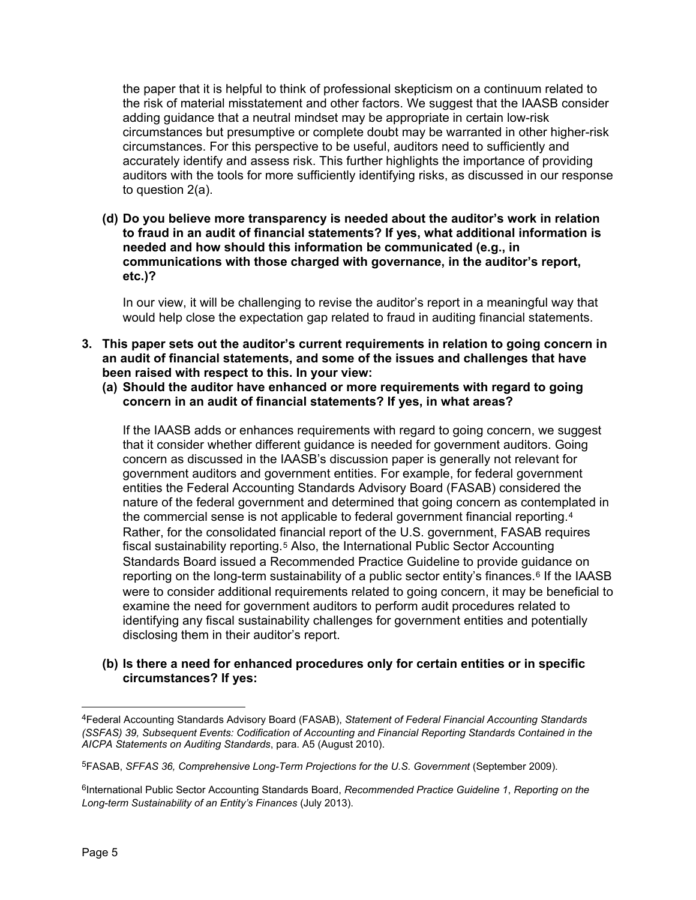the paper that it is helpful to think of professional skepticism on a continuum related to the risk of material misstatement and other factors. We suggest that the IAASB consider adding guidance that a neutral mindset may be appropriate in certain low-risk circumstances but presumptive or complete doubt may be warranted in other higher-risk circumstances. For this perspective to be useful, auditors need to sufficiently and accurately identify and assess risk. This further highlights the importance of providing auditors with the tools for more sufficiently identifying risks, as discussed in our response to question 2(a).

**(d) Do you believe more transparency is needed about the auditor's work in relation to fraud in an audit of financial statements? If yes, what additional information is needed and how should this information be communicated (e.g., in communications with those charged with governance, in the auditor's report, etc.)?**

In our view, it will be challenging to revise the auditor's report in a meaningful way that would help close the expectation gap related to fraud in auditing financial statements.

**3. This paper sets out the auditor's current requirements in relation to going concern in an audit of financial statements, and some of the issues and challenges that have been raised with respect to this. In your view:**

**(a) Should the auditor have enhanced or more requirements with regard to going concern in an audit of financial statements? If yes, in what areas?**

If the IAASB adds or enhances requirements with regard to going concern, we suggest that it consider whether different guidance is needed for government auditors. Going concern as discussed in the IAASB's discussion paper is generally not relevant for government auditors and government entities. For example, for federal government entities the Federal Accounting Standards Advisory Board (FASAB) considered the nature of the federal government and determined that going concern as contemplated in the commercial sense is not applicable to federal government financial reporting.[4] Rather, for the consolidated financial report of the U.S. government, FASAB requires fiscal sustainability reporting.[5] Also, the International Public Sector Accounting Standards Board issued a Recommended Practice Guideline to provide guidance on reporting on the long-term sustainability of a public sector entity's finances.[6] If the IAASB were to consider additional requirements related to going concern, it may be beneficial to examine the need for government auditors to perform audit procedures related to identifying any fiscal sustainability challenges for government entities and potentially disclosing them in their auditor's report.

**(b) Is there a need for enhanced procedures only for certain entities or in specific circumstances? If yes:**

---

[4] Federal Accounting Standards Advisory Board (FASAB), *Statement of Federal Financial Accounting Standards (SSFAS) 39, Subsequent Events: Codification of Accounting and Financial Reporting Standards Contained in the AICPA Statements on Auditing Standards*, para. A5 (August 2010).

[5] FASAB, *SFFAS 36, Comprehensive Long-Term Projections for the U.S. Government* (September 2009).

[6] International Public Sector Accounting Standards Board, *Recommended Practice Guideline 1*, *Reporting on the Long-term Sustainability of an Entity's Finances* (July 2013).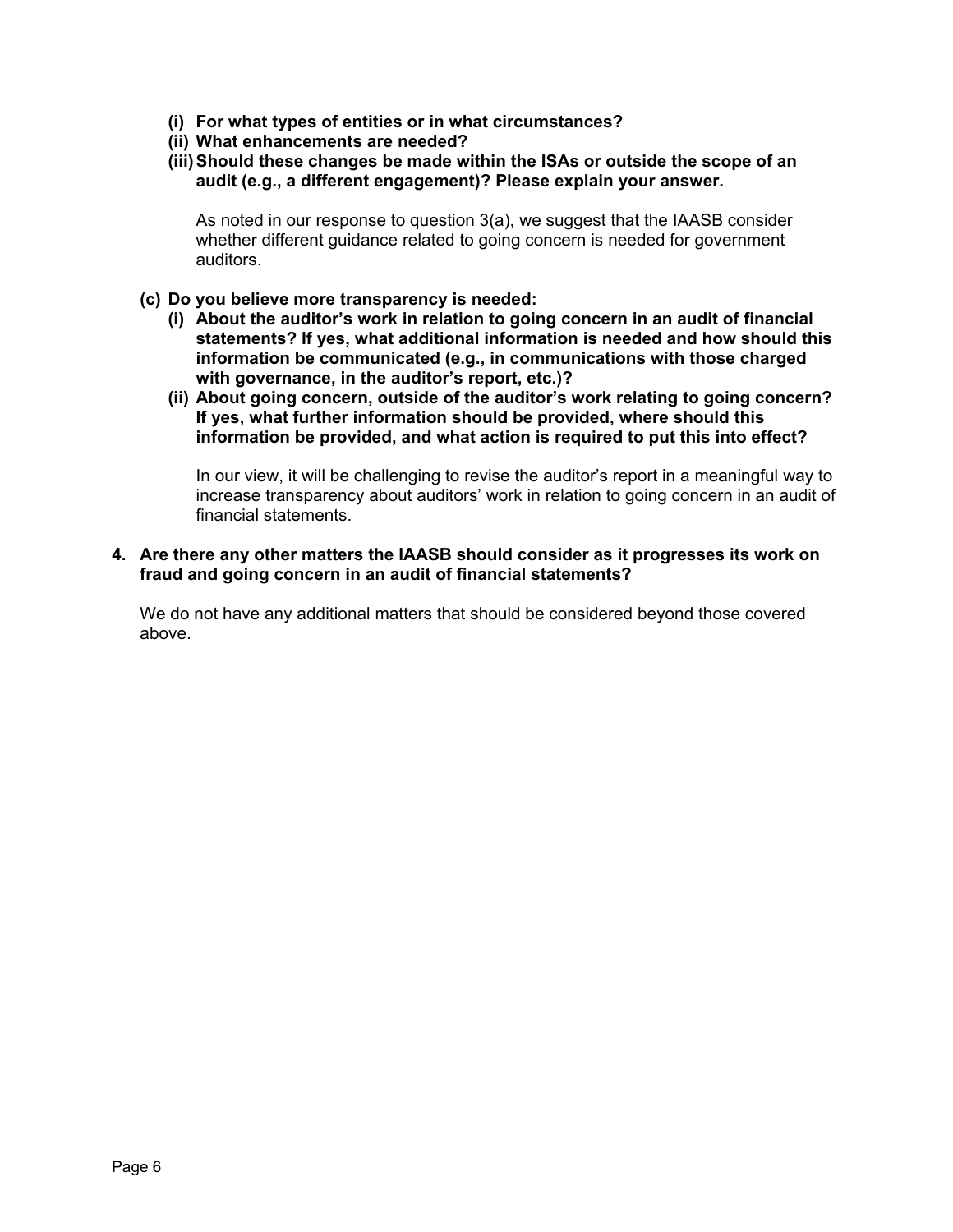- **(i) For what types of entities or in what circumstances?**
- **(ii) What enhancements are needed?**
- **(iii) Should these changes be made within the ISAs or outside the scope of an audit (e.g., a different engagement)? Please explain your answer.**

As noted in our response to question 3(a), we suggest that the IAASB consider whether different guidance related to going concern is needed for government auditors.

**(c) Do you believe more transparency is needed:**

- **(i) About the auditor's work in relation to going concern in an audit of financial statements? If yes, what additional information is needed and how should this information be communicated (e.g., in communications with those charged with governance, in the auditor's report, etc.)?**
- **(ii) About going concern, outside of the auditor's work relating to going concern? If yes, what further information should be provided, where should this information be provided, and what action is required to put this into effect?**

In our view, it will be challenging to revise the auditor's report in a meaningful way to increase transparency about auditors' work in relation to going concern in an audit of financial statements.

**4. Are there any other matters the IAASB should consider as it progresses its work on fraud and going concern in an audit of financial statements?**

We do not have any additional matters that should be considered beyond those covered above.